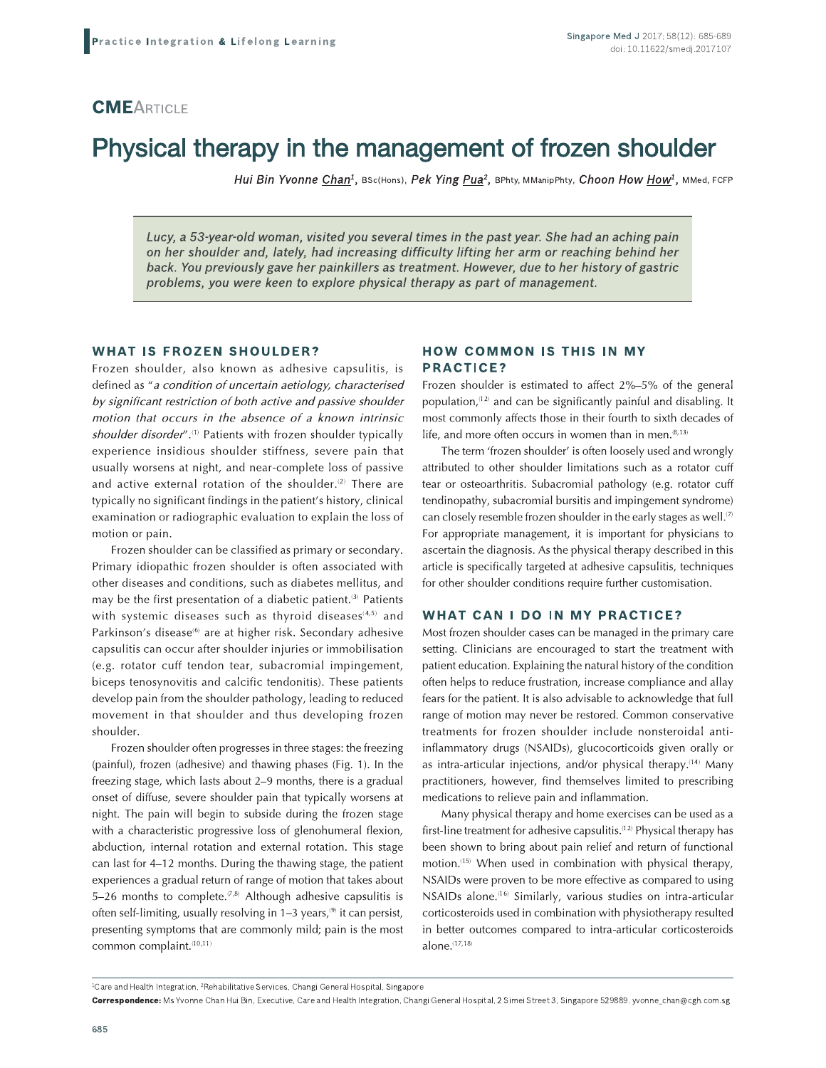**CME**ARTICLE

# Physical therapy in the management of frozen shoulder

*Hui Bin Yvonne Chan*[1], BSc(Hons), *Pek Ying Pua*[2], BPhty, MManipPhty, *Choon How How*[1], MMed, FCFP

> *Lucy, a 53-year-old woman, visited you several times in the past year. She had an aching pain on her shoulder and, lately, had increasing difficulty lifting her arm or reaching behind her back. You previously gave her painkillers as treatment. However, due to her history of gastric problems, you were keen to explore physical therapy as part of management.*

## WHAT IS FROZEN SHOULDER?

Frozen shoulder, also known as adhesive capsulitis, is defined as "*a condition of uncertain aetiology, characterised by significant restriction of both active and passive shoulder motion that occurs in the absence of a known intrinsic shoulder disorder*".[1] Patients with frozen shoulder typically experience insidious shoulder stiffness, severe pain that usually worsens at night, and near-complete loss of passive and active external rotation of the shoulder.[2] There are typically no significant findings in the patient's history, clinical examination or radiographic evaluation to explain the loss of motion or pain.

Frozen shoulder can be classified as primary or secondary. Primary idiopathic frozen shoulder is often associated with other diseases and conditions, such as diabetes mellitus, and may be the first presentation of a diabetic patient.[3] Patients with systemic diseases such as thyroid diseases[4,5] and Parkinson's disease[6] are at higher risk. Secondary adhesive capsulitis can occur after shoulder injuries or immobilisation (e.g. rotator cuff tendon tear, subacromial impingement, biceps tenosynovitis and calcific tendonitis). These patients develop pain from the shoulder pathology, leading to reduced movement in that shoulder and thus developing frozen shoulder.

Frozen shoulder often progresses in three stages: the freezing (painful), frozen (adhesive) and thawing phases (Fig. 1). In the freezing stage, which lasts about 2–9 months, there is a gradual onset of diffuse, severe shoulder pain that typically worsens at night. The pain will begin to subside during the frozen stage with a characteristic progressive loss of glenohumeral flexion, abduction, internal rotation and external rotation. This stage can last for 4–12 months. During the thawing stage, the patient experiences a gradual return of range of motion that takes about 5–26 months to complete.[7,8] Although adhesive capsulitis is often self-limiting, usually resolving in 1–3 years,[9] it can persist, presenting symptoms that are commonly mild; pain is the most common complaint.[10,11]

## HOW COMMON IS THIS IN MY PRACTICE?

Frozen shoulder is estimated to affect 2%–5% of the general population,[12] and can be significantly painful and disabling. It most commonly affects those in their fourth to sixth decades of life, and more often occurs in women than in men.[8,13]

The term 'frozen shoulder' is often loosely used and wrongly attributed to other shoulder limitations such as a rotator cuff tear or osteoarthritis. Subacromial pathology (e.g. rotator cuff tendinopathy, subacromial bursitis and impingement syndrome) can closely resemble frozen shoulder in the early stages as well.[7] For appropriate management, it is important for physicians to ascertain the diagnosis. As the physical therapy described in this article is specifically targeted at adhesive capsulitis, techniques for other shoulder conditions require further customisation.

## WHAT CAN I DO IN MY PRACTICE?

Most frozen shoulder cases can be managed in the primary care setting. Clinicians are encouraged to start the treatment with patient education. Explaining the natural history of the condition often helps to reduce frustration, increase compliance and allay fears for the patient. It is also advisable to acknowledge that full range of motion may never be restored. Common conservative treatments for frozen shoulder include nonsteroidal anti-inflammatory drugs (NSAIDs), glucocorticoids given orally or as intra-articular injections, and/or physical therapy.[14] Many practitioners, however, find themselves limited to prescribing medications to relieve pain and inflammation.

Many physical therapy and home exercises can be used as a first-line treatment for adhesive capsulitis.[12] Physical therapy has been shown to bring about pain relief and return of functional motion.[15] When used in combination with physical therapy, NSAIDs were proven to be more effective as compared to using NSAIDs alone.[16] Similarly, various studies on intra-articular corticosteroids used in combination with physiotherapy resulted in better outcomes compared to intra-articular corticosteroids alone.[17,18]

---

[1]Care and Health Integration, [2]Rehabilitative Services, Changi General Hospital, Singapore

**Correspondence:** Ms Yvonne Chan Hui Bin, Executive, Care and Health Integration, Changi General Hospital, 2 Simei Street 3, Singapore 529889. yvonne_chan@cgh.com.sg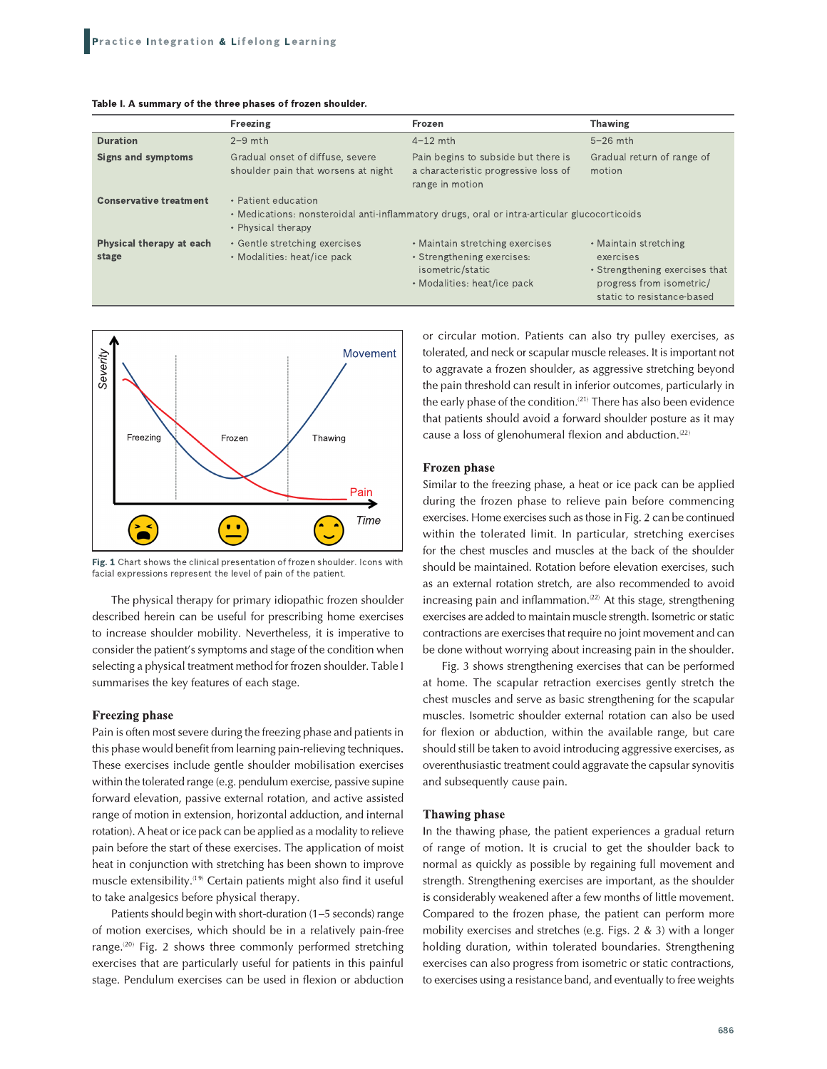**Table I. A summary of the three phases of frozen shoulder.**

| | Freezing | Frozen | Thawing |
|---|---|---|---|
| **Duration** | 2–9 mth | 4–12 mth | 5–26 mth |
| **Signs and symptoms** | Gradual onset of diffuse, severe shoulder pain that worsens at night | Pain begins to subside but there is a characteristic progressive loss of range in motion | Gradual return of range of motion |
| **Conservative treatment** | • Patient education<br>• Medications: nonsteroidal anti-inflammatory drugs, oral or intra-articular glucocorticoids<br>• Physical therapy | | |
| **Physical therapy at each stage** | • Gentle stretching exercises<br>• Modalities: heat/ice pack | • Maintain stretching exercises<br>• Strengthening exercises: isometric/static<br>• Modalities: heat/ice pack | • Maintain stretching exercises<br>• Strengthening exercises that progress from isometric/static to resistance-based |

**Fig. 1** Chart shows the clinical presentation of frozen shoulder. Icons with facial expressions represent the level of pain of the patient.

The physical therapy for primary idiopathic frozen shoulder described herein can be useful for prescribing home exercises to increase shoulder mobility. Nevertheless, it is imperative to consider the patient's symptoms and stage of the condition when selecting a physical treatment method for frozen shoulder. Table I summarises the key features of each stage.

## Freezing phase

Pain is often most severe during the freezing phase and patients in this phase would benefit from learning pain-relieving techniques. These exercises include gentle shoulder mobilisation exercises within the tolerated range (e.g. pendulum exercise, passive supine forward elevation, passive external rotation, and active assisted range of motion in extension, horizontal adduction, and internal rotation). A heat or ice pack can be applied as a modality to relieve pain before the start of these exercises. The application of moist heat in conjunction with stretching has been shown to improve muscle extensibility.[19] Certain patients might also find it useful to take analgesics before physical therapy.

Patients should begin with short-duration (1–5 seconds) range of motion exercises, which should be in a relatively pain-free range.[20] Fig. 2 shows three commonly performed stretching exercises that are particularly useful for patients in this painful stage. Pendulum exercises can be used in flexion or abduction or circular motion. Patients can also try pulley exercises, as tolerated, and neck or scapular muscle releases. It is important not to aggravate a frozen shoulder, as aggressive stretching beyond the pain threshold can result in inferior outcomes, particularly in the early phase of the condition.[21] There has also been evidence that patients should avoid a forward shoulder posture as it may cause a loss of glenohumeral flexion and abduction.[22]

## Frozen phase

Similar to the freezing phase, a heat or ice pack can be applied during the frozen phase to relieve pain before commencing exercises. Home exercises such as those in Fig. 2 can be continued within the tolerated limit. In particular, stretching exercises for the chest muscles and muscles at the back of the shoulder should be maintained. Rotation before elevation exercises, such as an external rotation stretch, are also recommended to avoid increasing pain and inflammation.[22] At this stage, strengthening exercises are added to maintain muscle strength. Isometric or static contractions are exercises that require no joint movement and can be done without worrying about increasing pain in the shoulder.

Fig. 3 shows strengthening exercises that can be performed at home. The scapular retraction exercises gently stretch the chest muscles and serve as basic strengthening for the scapular muscles. Isometric shoulder external rotation can also be used for flexion or abduction, within the available range, but care should still be taken to avoid introducing aggressive exercises, as overenthusiastic treatment could aggravate the capsular synovitis and subsequently cause pain.

## Thawing phase

In the thawing phase, the patient experiences a gradual return of range of motion. It is crucial to get the shoulder back to normal as quickly as possible by regaining full movement and strength. Strengthening exercises are important, as the shoulder is considerably weakened after a few months of little movement. Compared to the frozen phase, the patient can perform more mobility exercises and stretches (e.g. Figs. 2 & 3) with a longer holding duration, within tolerated boundaries. Strengthening exercises can also progress from isometric or static contractions, to exercises using a resistance band, and eventually to free weights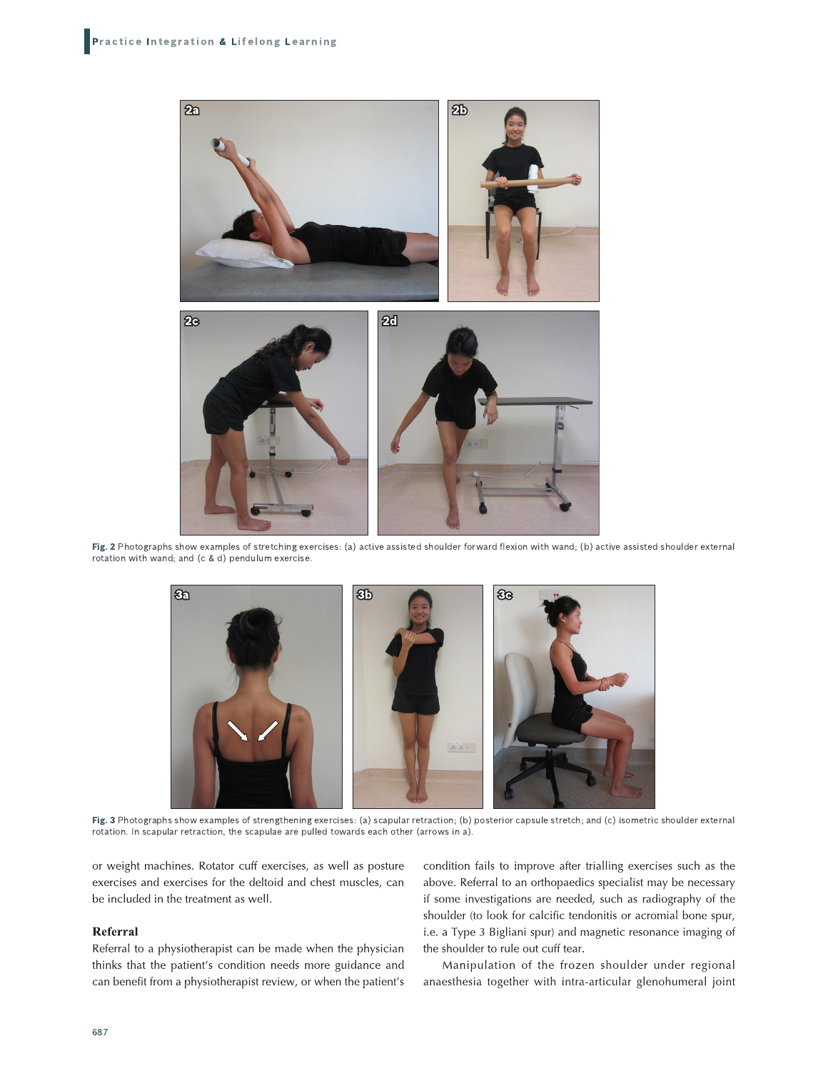Fig. 2 Photographs show examples of stretching exercises: (a) active assisted shoulder forward flexion with wand; (b) active assisted shoulder external rotation with wand; and (c & d) pendulum exercise.

Fig. 3 Photographs show examples of strengthening exercises: (a) scapular retraction; (b) posterior capsule stretch; and (c) isometric shoulder external rotation. In scapular retraction, the scapulae are pulled towards each other (arrows in a).

or weight machines. Rotator cuff exercises, as well as posture exercises and exercises for the deltoid and chest muscles, can be included in the treatment as well.

## Referral

Referral to a physiotherapist can be made when the physician thinks that the patient's condition needs more guidance and can benefit from a physiotherapist review, or when the patient's condition fails to improve after trialling exercises such as the above. Referral to an orthopaedics specialist may be necessary if some investigations are needed, such as radiography of the shoulder (to look for calcific tendonitis or acromial bone spur, i.e. a Type 3 Bigliani spur) and magnetic resonance imaging of the shoulder to rule out cuff tear.

Manipulation of the frozen shoulder under regional anaesthesia together with intra-articular glenohumeral joint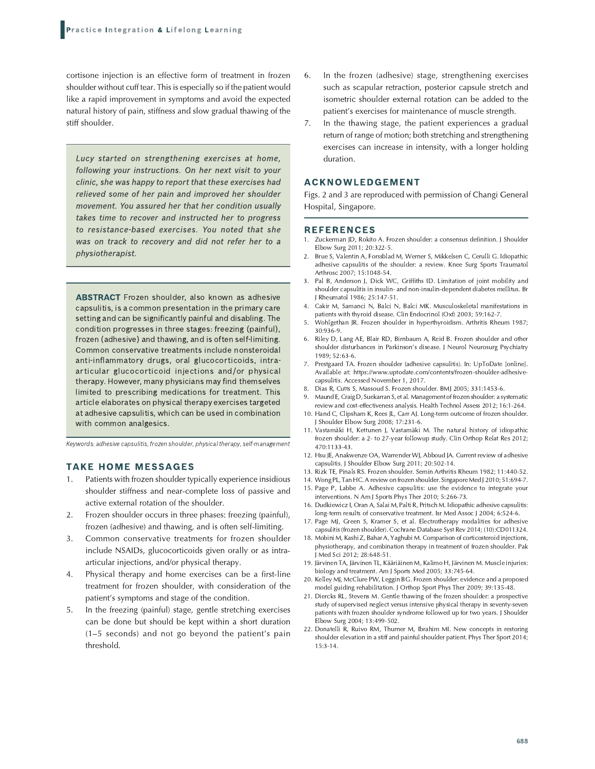cortisone injection is an effective form of treatment in frozen shoulder without cuff tear. This is especially so if the patient would like a rapid improvement in symptoms and avoid the expected natural history of pain, stiffness and slow gradual thawing of the stiff shoulder.

> *Lucy started on strengthening exercises at home, following your instructions. On her next visit to your clinic, she was happy to report that these exercises had relieved some of her pain and improved her shoulder movement. You assured her that her condition usually takes time to recover and instructed her to progress to resistance-based exercises. You noted that she was on track to recovery and did not refer her to a physiotherapist.*

**ABSTRACT** Frozen shoulder, also known as adhesive capsulitis, is a common presentation in the primary care setting and can be significantly painful and disabling. The condition progresses in three stages: freezing (painful), frozen (adhesive) and thawing, and is often self-limiting. Common conservative treatments include nonsteroidal anti-inflammatory drugs, oral glucocorticoids, intra-articular glucocorticoid injections and/or physical therapy. However, many physicians may find themselves limited to prescribing medications for treatment. This article elaborates on physical therapy exercises targeted at adhesive capsulitis, which can be used in combination with common analgesics.

*Keywords: adhesive capsulitis, frozen shoulder, physical therapy, self-management*

## TAKE HOME MESSAGES

1. Patients with frozen shoulder typically experience insidious shoulder stiffness and near-complete loss of passive and active external rotation of the shoulder.
2. Frozen shoulder occurs in three phases: freezing (painful), frozen (adhesive) and thawing, and is often self-limiting.
3. Common conservative treatments for frozen shoulder include NSAIDs, glucocorticoids given orally or as intra-articular injections, and/or physical therapy.
4. Physical therapy and home exercises can be a first-line treatment for frozen shoulder, with consideration of the patient's symptoms and stage of the condition.
5. In the freezing (painful) stage, gentle stretching exercises can be done but should be kept within a short duration (1–5 seconds) and not go beyond the patient's pain threshold.
6. In the frozen (adhesive) stage, strengthening exercises such as scapular retraction, posterior capsule stretch and isometric shoulder external rotation can be added to the patient's exercises for maintenance of muscle strength.
7. In the thawing stage, the patient experiences a gradual return of range of motion; both stretching and strengthening exercises can increase in intensity, with a longer holding duration.

## ACKNOWLEDGEMENT

Figs. 2 and 3 are reproduced with permission of Changi General Hospital, Singapore.

## REFERENCES

1. Zuckerman JD, Rokito A. Frozen shoulder: a consensus definition. J Shoulder Elbow Surg 2011; 20:322-5.
2. Brue S, Valentin A, Forssblad M, Werner S, Mikkelsen C, Cerulli G. Idiopathic adhesive capsulitis of the shoulder: a review. Knee Surg Sports Traumatol Arthrosc 2007; 15:1048-54.
3. Pal B, Anderson J, Dick WC, Griffiths ID. Limitation of joint mobility and shoulder capsulitis in insulin- and non-insulin-dependent diabetes mellitus. Br J Rheumatol 1986; 25:147-51.
4. Cakir M, Samanci N, Balci N, Balci MK. Musculoskeletal manifestations in patients with thyroid disease. Clin Endocrinol (Oxf) 2003; 59:162-7.
5. Wohlgethan JR. Frozen shoulder in hyperthyroidism. Arthritis Rheum 1987; 30:936-9.
6. Riley D, Lang AE, Blair RD, Birnbaum A, Reid B. Frozen shoulder and other shoulder disturbances in Parkinson's disease. J Neurol Neurosurg Psychiatry 1989; 52:63-6.
7. Prestgaard TA. Frozen shoulder (adhesive capsulitis). In: UpToDate [online]. Available at: https://www.uptodate.com/contents/frozen-shoulder-adhesive-capsulitis. Accessed November 1, 2017.
8. Dias R, Cutts S, Massoud S. Frozen shoulder. BMJ 2005; 331:1453-6.
9. Maund E, Craig D, Suekarran S, et al. Management of frozen shoulder: a systematic review and cost-effectiveness analysis. Health Technol Assess 2012; 16:1-264.
10. Hand C, Clipsham K, Rees JL, Carr AJ. Long-term outcome of frozen shoulder. J Shoulder Elbow Surg 2008; 17:231-6.
11. Vastamäki H, Kettunen J, Vastamäki M. The natural history of idiopathic frozen shoulder: a 2- to 27-year followup study. Clin Orthop Relat Res 2012; 470:1133-43.
12. Hsu JE, Anakwenze OA, Warrender WJ, Abboud JA. Current review of adhesive capsulitis. J Shoulder Elbow Surg 2011; 20:502-14.
13. Rizk TE, Pinals RS. Frozen shoulder. Semin Arthritis Rheum 1982; 11:440-52.
14. Wong PL, Tan HC. A review on frozen shoulder. Singapore Med J 2010; 51:694-7.
15. Page P, Labbe A. Adhesive capsulitis: use the evidence to integrate your interventions. N Am J Sports Phys Ther 2010; 5:266-73.
16. Dudkiewicz I, Oran A, Salai M, Palti R, Pritsch M. Idiopathic adhesive capsulitis: long-term results of conservative treatment. Isr Med Assoc J 2004; 6:524-6.
17. Page MJ, Green S, Kramer S, et al. Electrotherapy modalities for adhesive capsulitis (frozen shoulder). Cochrane Database Syst Rev 2014; (10):CD011324.
18. Mobini M, Kashi Z, Bahar A, Yaghubi M. Comparison of corticosteroid injections, physiotherapy, and combination therapy in treatment of frozen shoulder. Pak J Med Sci 2012; 28:648-51.
19. Järvinen TA, Järvinen TL, Kääriäinen M, Kalimo H, Järvinen M. Muscle injuries: biology and treatment. Am J Sports Med 2005; 33:745-64.
20. Kelley MJ, McClure PW, Leggin BG. Frozen shoulder: evidence and a proposed model guiding rehabilitation. J Orthop Sport Phys Ther 2009; 39:135-48.
21. Diercks RL, Stevens M. Gentle thawing of the frozen shoulder: a prospective study of supervised neglect versus intensive physical therapy in seventy-seven patients with frozen shoulder syndrome followed up for two years. J Shoulder Elbow Surg 2004; 13:499-502.
22. Donatelli R, Ruivo RM, Thurner M, Ibrahim MI. New concepts in restoring shoulder elevation in a stiff and painful shoulder patient. Phys Ther Sport 2014; 15:3-14.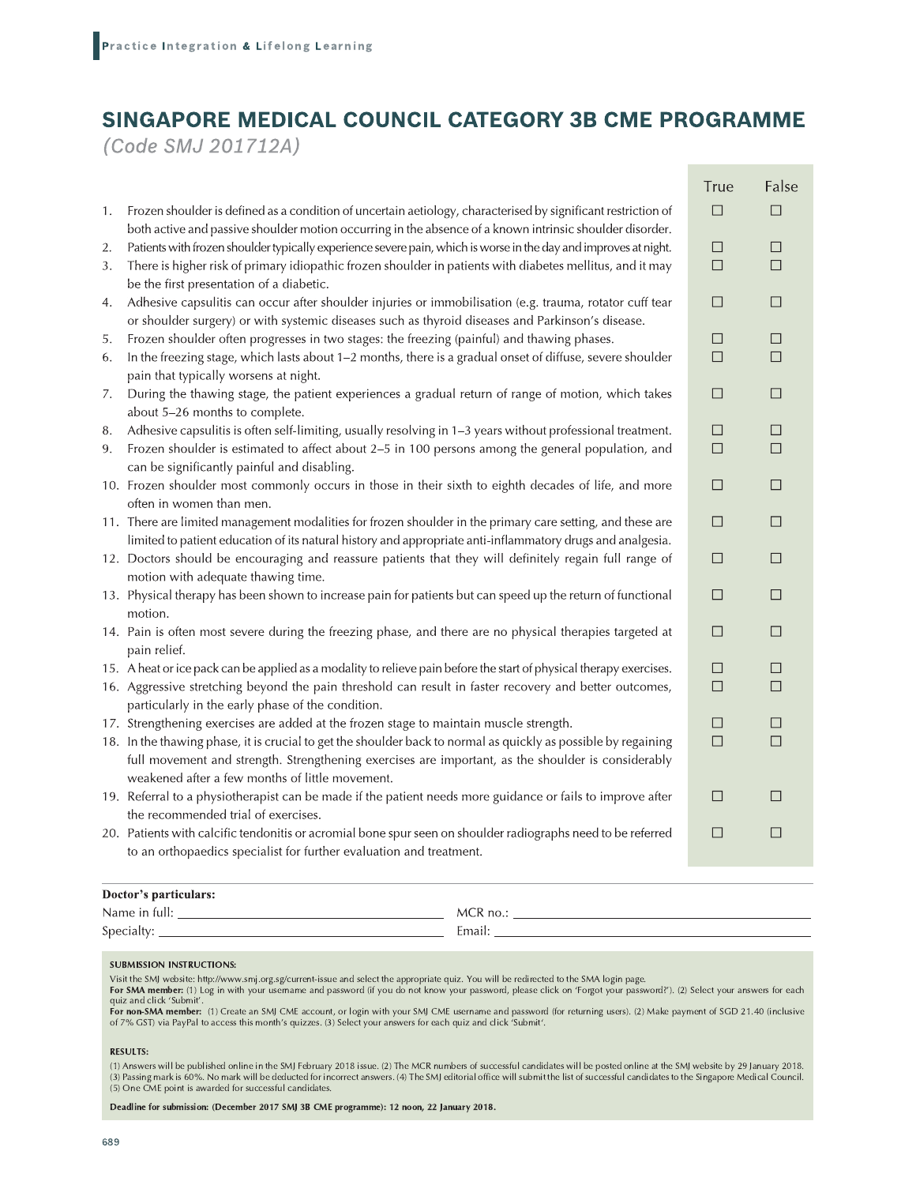## SINGAPORE MEDICAL COUNCIL CATEGORY 3B CME PROGRAMME

*(Code SMJ 201712A)*

| | | True | False |
|---|---|---|---|
| 1. | Frozen shoulder is defined as a condition of uncertain aetiology, characterised by significant restriction of both active and passive shoulder motion occurring in the absence of a known intrinsic shoulder disorder. | ☐ | ☐ |
| 2. | Patients with frozen shoulder typically experience severe pain, which is worse in the day and improves at night. | ☐ | ☐ |
| 3. | There is higher risk of primary idiopathic frozen shoulder in patients with diabetes mellitus, and it may be the first presentation of a diabetic. | ☐ | ☐ |
| 4. | Adhesive capsulitis can occur after shoulder injuries or immobilisation (e.g. trauma, rotator cuff tear or shoulder surgery) or with systemic diseases such as thyroid diseases and Parkinson's disease. | ☐ | ☐ |
| 5. | Frozen shoulder often progresses in two stages: the freezing (painful) and thawing phases. | ☐ | ☐ |
| 6. | In the freezing stage, which lasts about 1–2 months, there is a gradual onset of diffuse, severe shoulder pain that typically worsens at night. | ☐ | ☐ |
| 7. | During the thawing stage, the patient experiences a gradual return of range of motion, which takes about 5–26 months to complete. | ☐ | ☐ |
| 8. | Adhesive capsulitis is often self-limiting, usually resolving in 1–3 years without professional treatment. | ☐ | ☐ |
| 9. | Frozen shoulder is estimated to affect about 2–5 in 100 persons among the general population, and can be significantly painful and disabling. | ☐ | ☐ |
| 10. | Frozen shoulder most commonly occurs in those in their sixth to eighth decades of life, and more often in women than men. | ☐ | ☐ |
| 11. | There are limited management modalities for frozen shoulder in the primary care setting, and these are limited to patient education of its natural history and appropriate anti-inflammatory drugs and analgesia. | ☐ | ☐ |
| 12. | Doctors should be encouraging and reassure patients that they will definitely regain full range of motion with adequate thawing time. | ☐ | ☐ |
| 13. | Physical therapy has been shown to increase pain for patients but can speed up the return of functional motion. | ☐ | ☐ |
| 14. | Pain is often most severe during the freezing phase, and there are no physical therapies targeted at pain relief. | ☐ | ☐ |
| 15. | A heat or ice pack can be applied as a modality to relieve pain before the start of physical therapy exercises. | ☐ | ☐ |
| 16. | Aggressive stretching beyond the pain threshold can result in faster recovery and better outcomes, particularly in the early phase of the condition. | ☐ | ☐ |
| 17. | Strengthening exercises are added at the frozen stage to maintain muscle strength. | ☐ | ☐ |
| 18. | In the thawing phase, it is crucial to get the shoulder back to normal as quickly as possible by regaining full movement and strength. Strengthening exercises are important, as the shoulder is considerably weakened after a few months of little movement. | ☐ | ☐ |
| 19. | Referral to a physiotherapist can be made if the patient needs more guidance or fails to improve after the recommended trial of exercises. | ☐ | ☐ |
| 20. | Patients with calcific tendonitis or acromial bone spur seen on shoulder radiographs need to be referred to an orthopaedics specialist for further evaluation and treatment. | ☐ | ☐ |

**Doctor's particulars:**

Name in full: ______________________ MCR no.: ______________________

Specialty: ______________________ Email: ______________________

**SUBMISSION INSTRUCTIONS:**

Visit the SMJ website: http://www.smj.org.sg/current-issue and select the appropriate quiz. You will be redirected to the SMA login page.
**For SMA member:** (1) Log in with your username and password (if you do not know your password, please click on 'Forgot your password?'). (2) Select your answers for each quiz and click 'Submit'.
**For non-SMA member:** (1) Create an SMJ CME account, or login with your SMJ CME username and password (for returning users). (2) Make payment of SGD 21.40 (inclusive of 7% GST) via PayPal to access this month's quizzes. (3) Select your answers for each quiz and click 'Submit'.

**RESULTS:**

(1) Answers will be published online in the SMJ February 2018 issue. (2) The MCR numbers of successful candidates will be posted online at the SMJ website by 29 January 2018. (3) Passing mark is 60%. No mark will be deducted for incorrect answers. (4) The SMJ editorial office will submit the list of successful candidates to the Singapore Medical Council. (5) One CME point is awarded for successful candidates.

**Deadline for submission: (December 2017 SMJ 3B CME programme): 12 noon, 22 January 2018.**